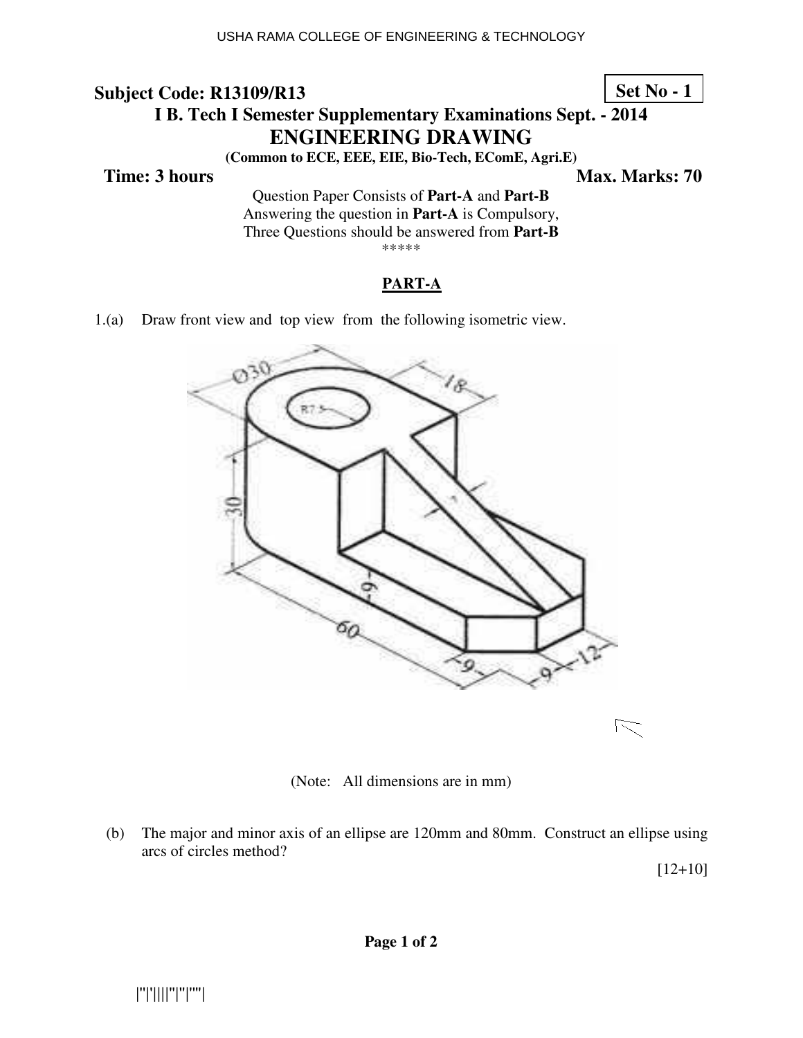USHA RAMA COLLEGE OF ENGINEERING & TECHNOLOGY

**Subject Code: R13109/R13** **Set No - 1**

## I B. Tech I Semester Supplementary Examinations Sept. - 2014

## ENGINEERING DRAWING

**(Common to ECE, EEE, EIE, Bio-Tech, EComE, Agri.E)**

**Time: 3 hours** **Max. Marks: 70**

Question Paper Consists of **Part-A** and **Part-B**
Answering the question in **Part-A** is Compulsory,
Three Questions should be answered from **Part-B**

*****

### PART-A

1.(a) Draw front view and top view from the following isometric view.

(Note: All dimensions are in mm)

(b) The major and minor axis of an ellipse are 120mm and 80mm. Construct an ellipse using arcs of circles method?

[12+10]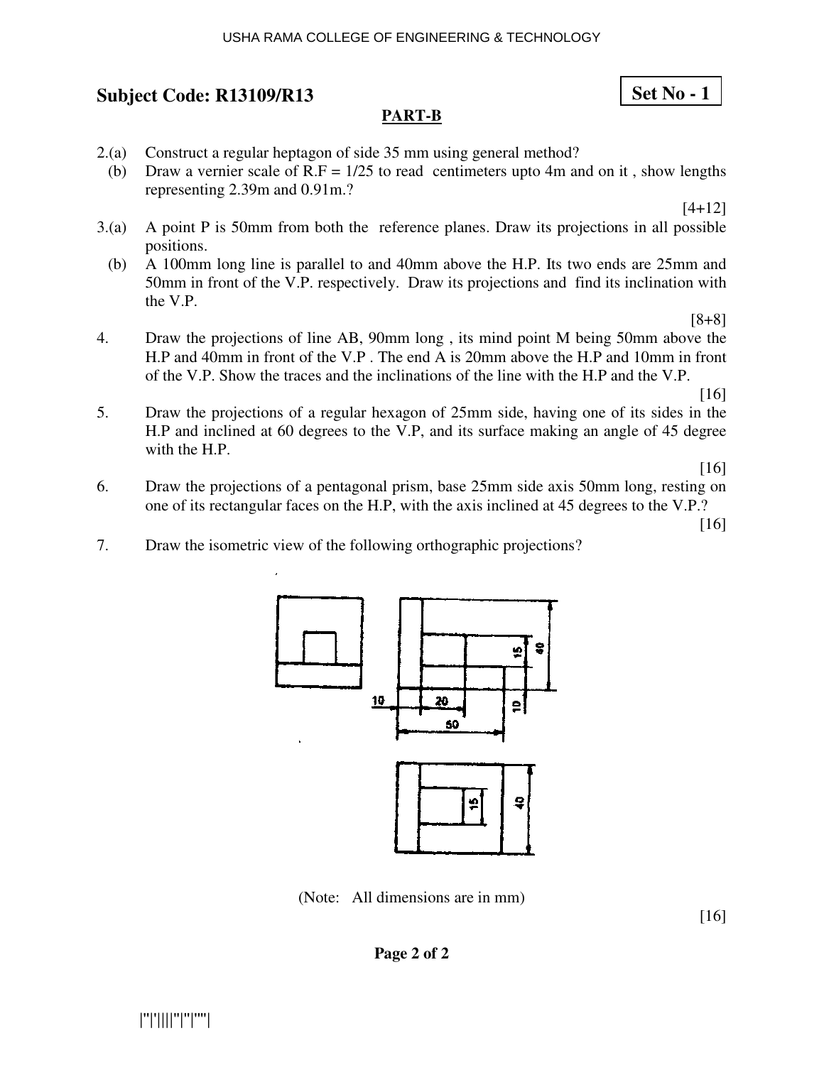**Subject Code: R13109/R13**

**Set No - 1**

## PART-B

2.(a) Construct a regular heptagon of side 35 mm using general method?

(b) Draw a vernier scale of R.F = 1/25 to read centimeters upto 4m and on it , show lengths representing 2.39m and 0.91m.?

[4+12]

3.(a) A point P is 50mm from both the reference planes. Draw its projections in all possible positions.

(b) A 100mm long line is parallel to and 40mm above the H.P. Its two ends are 25mm and 50mm in front of the V.P. respectively. Draw its projections and find its inclination with the V.P.

[8+8]

4. Draw the projections of line AB, 90mm long , its mind point M being 50mm above the H.P and 40mm in front of the V.P . The end A is 20mm above the H.P and 10mm in front of the V.P. Show the traces and the inclinations of the line with the H.P and the V.P.

[16]

5. Draw the projections of a regular hexagon of 25mm side, having one of its sides in the H.P and inclined at 60 degrees to the V.P, and its surface making an angle of 45 degree with the H.P.

[16]

6. Draw the projections of a pentagonal prism, base 25mm side axis 50mm long, resting on one of its rectangular faces on the H.P, with the axis inclined at 45 degrees to the V.P.?

[16]

7. Draw the isometric view of the following orthographic projections?

(Note: All dimensions are in mm)

[16]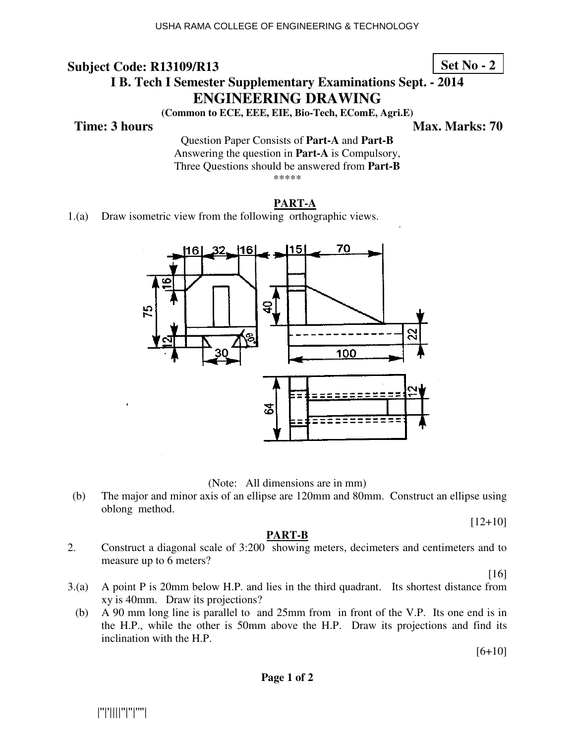**Subject Code: R13109/R13** **Set No - 2**

# I B. Tech I Semester Supplementary Examinations Sept. - 2014

## ENGINEERING DRAWING

**(Common to ECE, EEE, EIE, Bio-Tech, EComE, Agri.E)**

**Time: 3 hours** **Max. Marks: 70**

Question Paper Consists of **Part-A** and **Part-B**
Answering the question in **Part-A** is Compulsory,
Three Questions should be answered from **Part-B**

\*\*\*\*\*

## PART-A

1.(a) Draw isometric view from the following orthographic views.

(Note: All dimensions are in mm)

(b) The major and minor axis of an ellipse are 120mm and 80mm. Construct an ellipse using oblong method.

[12+10]

## PART-B

2. Construct a diagonal scale of 3:200 showing meters, decimeters and centimeters and to measure up to 6 meters?

[16]

3.(a) A point P is 20mm below H.P. and lies in the third quadrant. Its shortest distance from xy is 40mm. Draw its projections?

(b) A 90 mm long line is parallel to and 25mm from in front of the V.P. Its one end is in the H.P., while the other is 50mm above the H.P. Draw its projections and find its inclination with the H.P.

[6+10]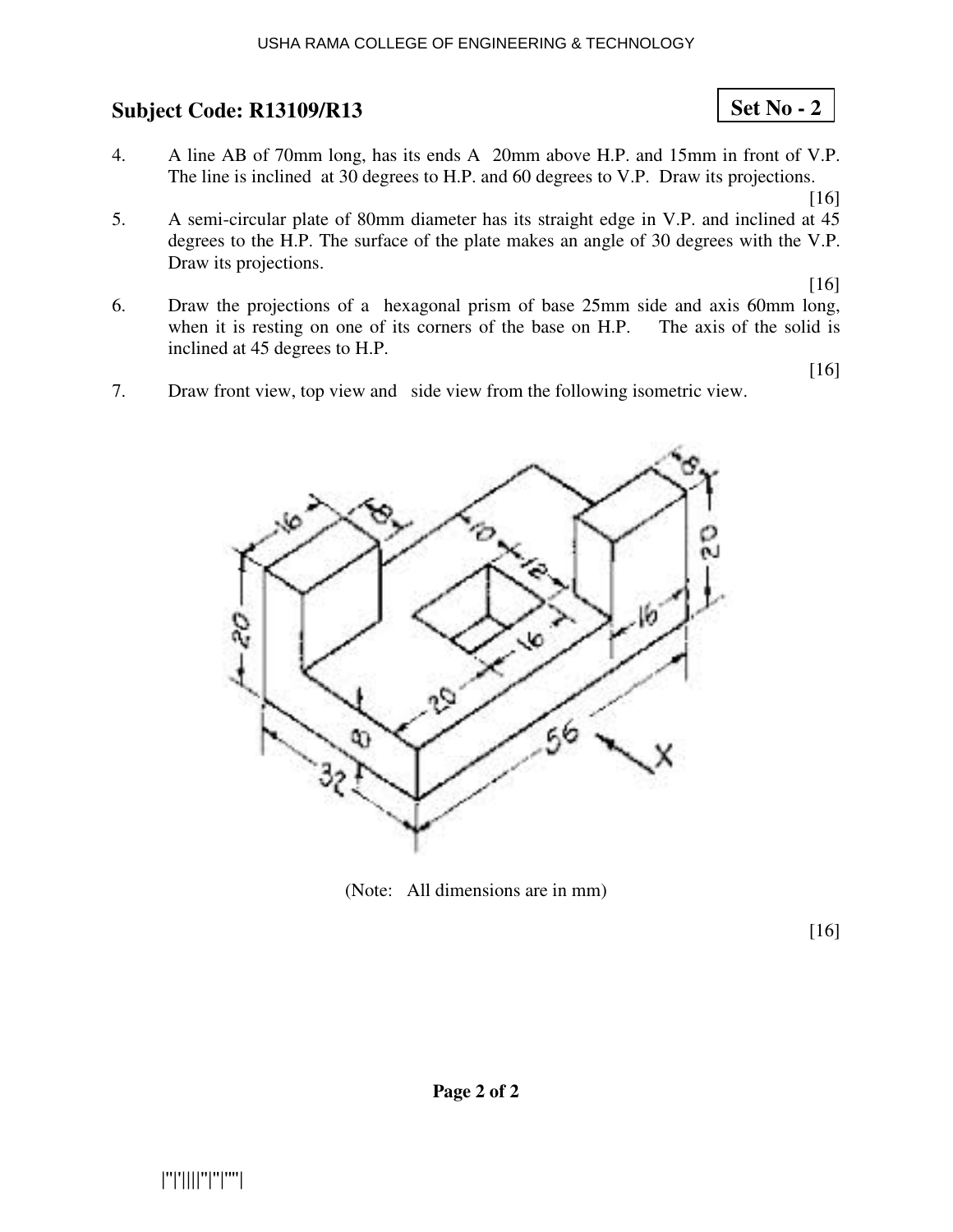## Subject Code: R13109/R13

**Set No - 2**

4. A line AB of 70mm long, has its ends A 20mm above H.P. and 15mm in front of V.P. The line is inclined at 30 degrees to H.P. and 60 degrees to V.P. Draw its projections.

   [16]

5. A semi-circular plate of 80mm diameter has its straight edge in V.P. and inclined at 45 degrees to the H.P. The surface of the plate makes an angle of 30 degrees with the V.P. Draw its projections.

   [16]

6. Draw the projections of a hexagonal prism of base 25mm side and axis 60mm long, when it is resting on one of its corners of the base on H.P. The axis of the solid is inclined at 45 degrees to H.P.

   [16]

7. Draw front view, top view and side view from the following isometric view.

(Note: All dimensions are in mm)

[16]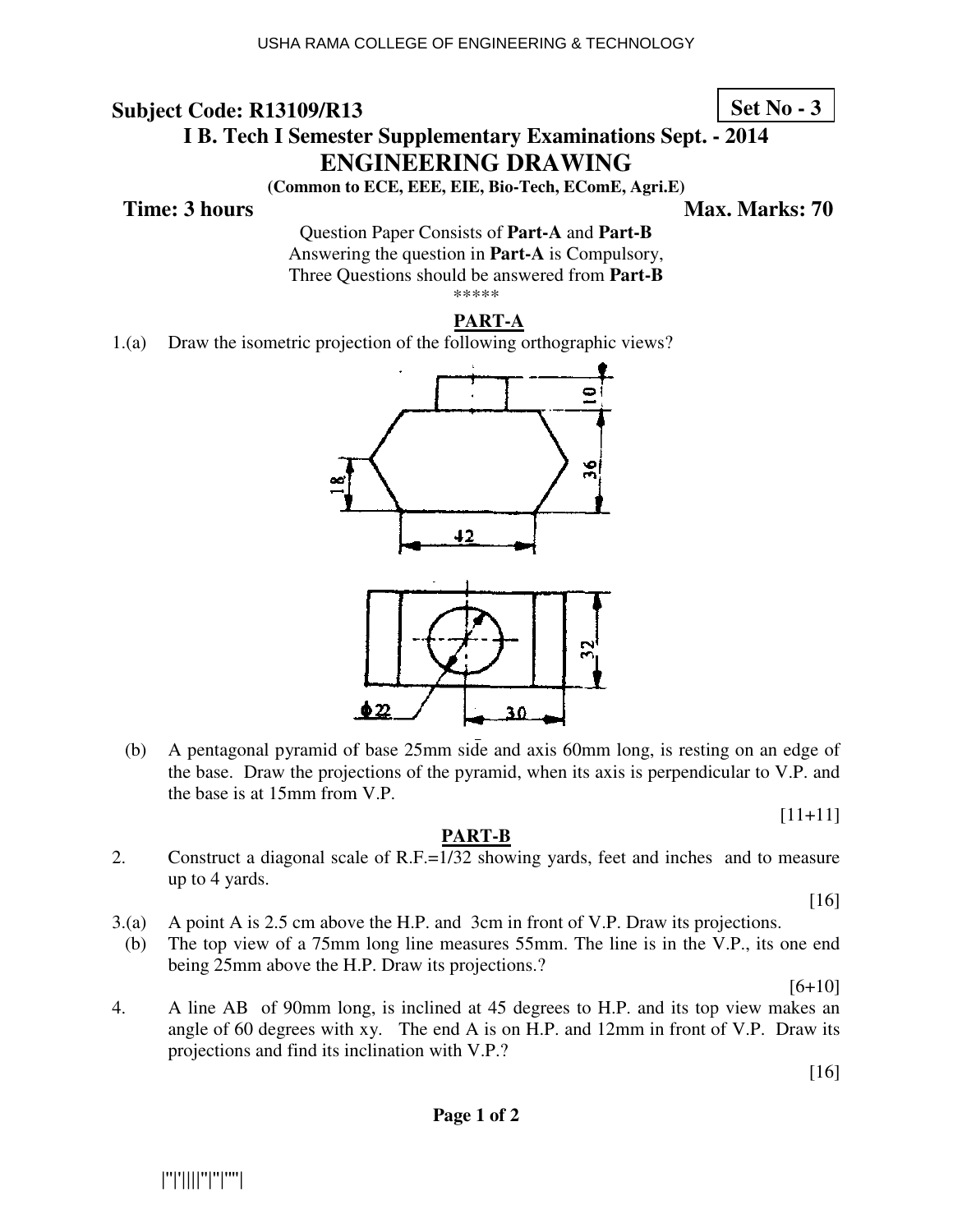**Subject Code: R13109/R13** **Set No - 3**

## I B. Tech I Semester Supplementary Examinations Sept. - 2014

# ENGINEERING DRAWING

**(Common to ECE, EEE, EIE, Bio-Tech, EComE, Agri.E)**

**Time: 3 hours** **Max. Marks: 70**

Question Paper Consists of **Part-A** and **Part-B**
Answering the question in **Part-A** is Compulsory,
Three Questions should be answered from **Part-B**

*****

## PART-A

1.(a) Draw the isometric projection of the following orthographic views?

(b) A pentagonal pyramid of base 25mm side and axis 60mm long, is resting on an edge of the base. Draw the projections of the pyramid, when its axis is perpendicular to V.P. and the base is at 15mm from V.P.

[11+11]

## PART-B

2. Construct a diagonal scale of R.F.=1/32 showing yards, feet and inches and to measure up to 4 yards.

[16]

3.(a) A point A is 2.5 cm above the H.P. and 3cm in front of V.P. Draw its projections.

(b) The top view of a 75mm long line measures 55mm. The line is in the V.P., its one end being 25mm above the H.P. Draw its projections.?

[6+10]

4. A line AB of 90mm long, is inclined at 45 degrees to H.P. and its top view makes an angle of 60 degrees with xy. The end A is on H.P. and 12mm in front of V.P. Draw its projections and find its inclination with V.P.?

[16]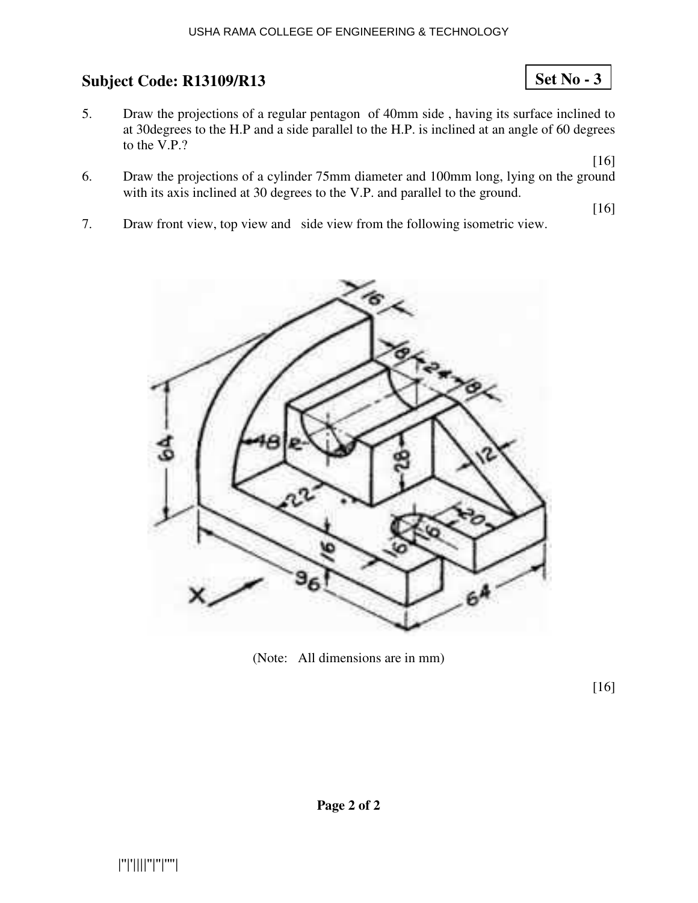**Subject Code: R13109/R13**

**Set No - 3**

5. Draw the projections of a regular pentagon of 40mm side , having its surface inclined to at 30degrees to the H.P and a side parallel to the H.P. is inclined at an angle of 60 degrees to the V.P.?

[16]

6. Draw the projections of a cylinder 75mm diameter and 100mm long, lying on the ground with its axis inclined at 30 degrees to the V.P. and parallel to the ground.

[16]

7. Draw front view, top view and side view from the following isometric view.

(Note: All dimensions are in mm)

[16]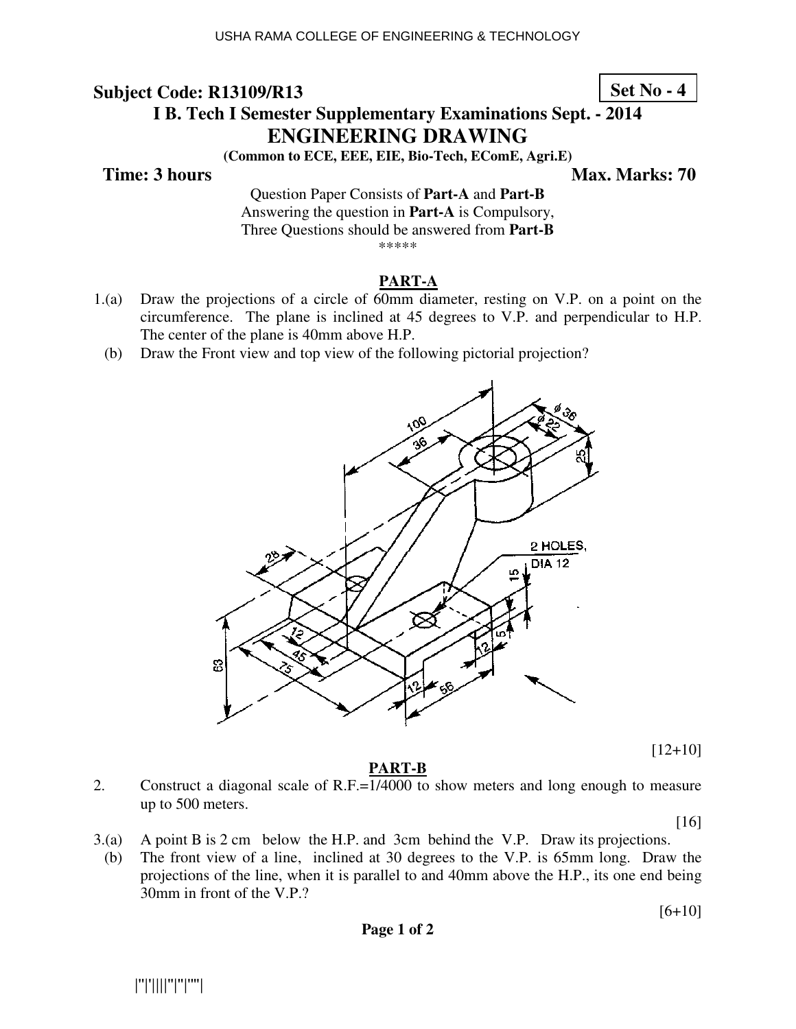**Subject Code: R13109/R13** **Set No - 4**

**I B. Tech I Semester Supplementary Examinations Sept. - 2014**

# ENGINEERING DRAWING

**(Common to ECE, EEE, EIE, Bio-Tech, EComE, Agri.E)**

**Time: 3 hours** **Max. Marks: 70**

Question Paper Consists of **Part-A** and **Part-B**
Answering the question in **Part-A** is Compulsory,
Three Questions should be answered from **Part-B**

*****

## PART-A

1.(a) Draw the projections of a circle of 60mm diameter, resting on V.P. on a point on the circumference. The plane is inclined at 45 degrees to V.P. and perpendicular to H.P. The center of the plane is 40mm above H.P.

(b) Draw the Front view and top view of the following pictorial projection?

[12+10]

## PART-B

2. Construct a diagonal scale of R.F.=1/4000 to show meters and long enough to measure up to 500 meters.

[16]

3.(a) A point B is 2 cm below the H.P. and 3cm behind the V.P. Draw its projections.

(b) The front view of a line, inclined at 30 degrees to the V.P. is 65mm long. Draw the projections of the line, when it is parallel to and 40mm above the H.P., its one end being 30mm in front of the V.P.?

[6+10]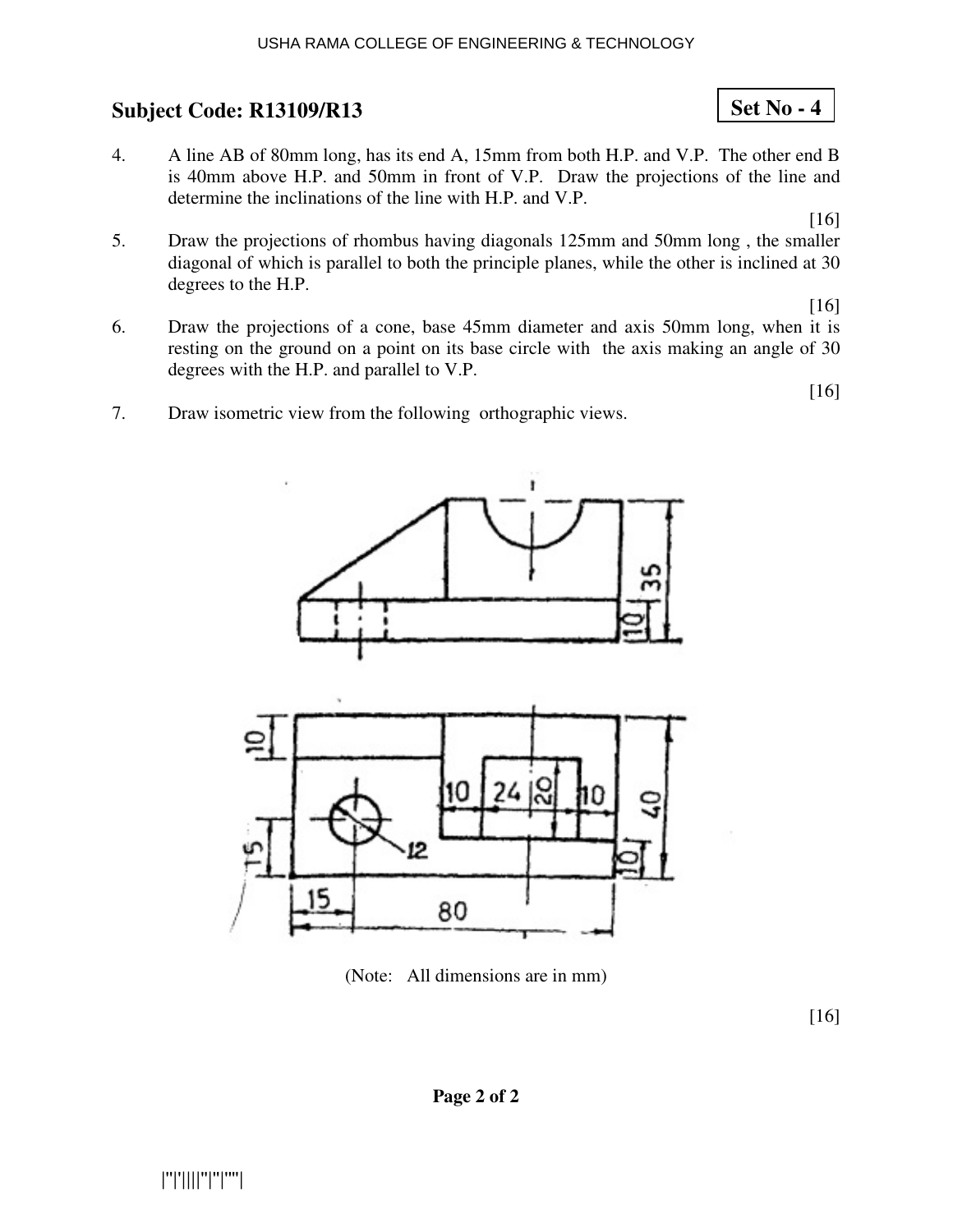USHA RAMA COLLEGE OF ENGINEERING & TECHNOLOGY

**Subject Code: R13109/R13** **Set No - 4**

4. A line AB of 80mm long, has its end A, 15mm from both H.P. and V.P. The other end B is 40mm above H.P. and 50mm in front of V.P. Draw the projections of the line and determine the inclinations of the line with H.P. and V.P.

[16]

5. Draw the projections of rhombus having diagonals 125mm and 50mm long , the smaller diagonal of which is parallel to both the principle planes, while the other is inclined at 30 degrees to the H.P.

[16]

6. Draw the projections of a cone, base 45mm diameter and axis 50mm long, when it is resting on the ground on a point on its base circle with the axis making an angle of 30 degrees with the H.P. and parallel to V.P.

[16]

7. Draw isometric view from the following orthographic views.

35
10
10
40
10 24 20 10
15
12
10
15
80

(Note: All dimensions are in mm)

[16]

|''|'||||''|''|''''|